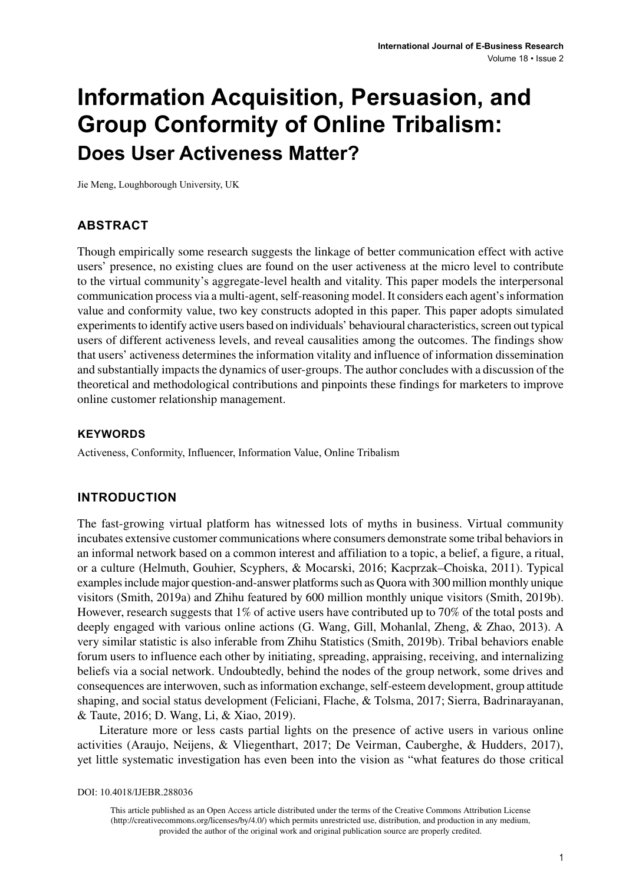# Information Acquisition, Persuasion, and Group Conformity of Online Tribalism:

## Does User Activeness Matter?

Jie Meng, Loughborough University, UK

### ABSTRACT

Though empirically some research suggests the linkage of better communication effect with active users' presence, no existing clues are found on the user activeness at the micro level to contribute to the virtual community's aggregate-level health and vitality. This paper models the interpersonal communication process via a multi-agent, self-reasoning model. It considers each agent's information value and conformity value, two key constructs adopted in this paper. This paper adopts simulated experiments to identify active users based on individuals' behavioural characteristics, screen out typical users of different activeness levels, and reveal causalities among the outcomes. The findings show that users' activeness determines the information vitality and influence of information dissemination and substantially impacts the dynamics of user-groups. The author concludes with a discussion of the theoretical and methodological contributions and pinpoints these findings for marketers to improve online customer relationship management.

### KEYWORDS

Activeness, Conformity, Influencer, Information Value, Online Tribalism

### INTRODUCTION

The fast-growing virtual platform has witnessed lots of myths in business. Virtual community incubates extensive customer communications where consumers demonstrate some tribal behaviors in an informal network based on a common interest and affiliation to a topic, a belief, a figure, a ritual, or a culture (Helmuth, Gouhier, Scyphers, & Mocarski, 2016; Kacprzak–Choiska, 2011). Typical examples include major question-and-answer platforms such as Quora with 300 million monthly unique visitors (Smith, 2019a) and Zhihu featured by 600 million monthly unique visitors (Smith, 2019b). However, research suggests that 1% of active users have contributed up to 70% of the total posts and deeply engaged with various online actions (G. Wang, Gill, Mohanlal, Zheng, & Zhao, 2013). A very similar statistic is also inferable from Zhihu Statistics (Smith, 2019b). Tribal behaviors enable forum users to influence each other by initiating, spreading, appraising, receiving, and internalizing beliefs via a social network. Undoubtedly, behind the nodes of the group network, some drives and consequences are interwoven, such as information exchange, self-esteem development, group attitude shaping, and social status development (Feliciani, Flache, & Tolsma, 2017; Sierra, Badrinarayanan, & Taute, 2016; D. Wang, Li, & Xiao, 2019).

Literature more or less casts partial lights on the presence of active users in various online activities (Araujo, Neijens, & Vliegenthart, 2017; De Veirman, Cauberghe, & Hudders, 2017), yet little systematic investigation has even been into the vision as "what features do those critical

DOI: 10.4018/IJEBR.288036

This article published as an Open Access article distributed under the terms of the Creative Commons Attribution License (http://creativecommons.org/licenses/by/4.0/) which permits unrestricted use, distribution, and production in any medium, provided the author of the original work and original publication source are properly credited.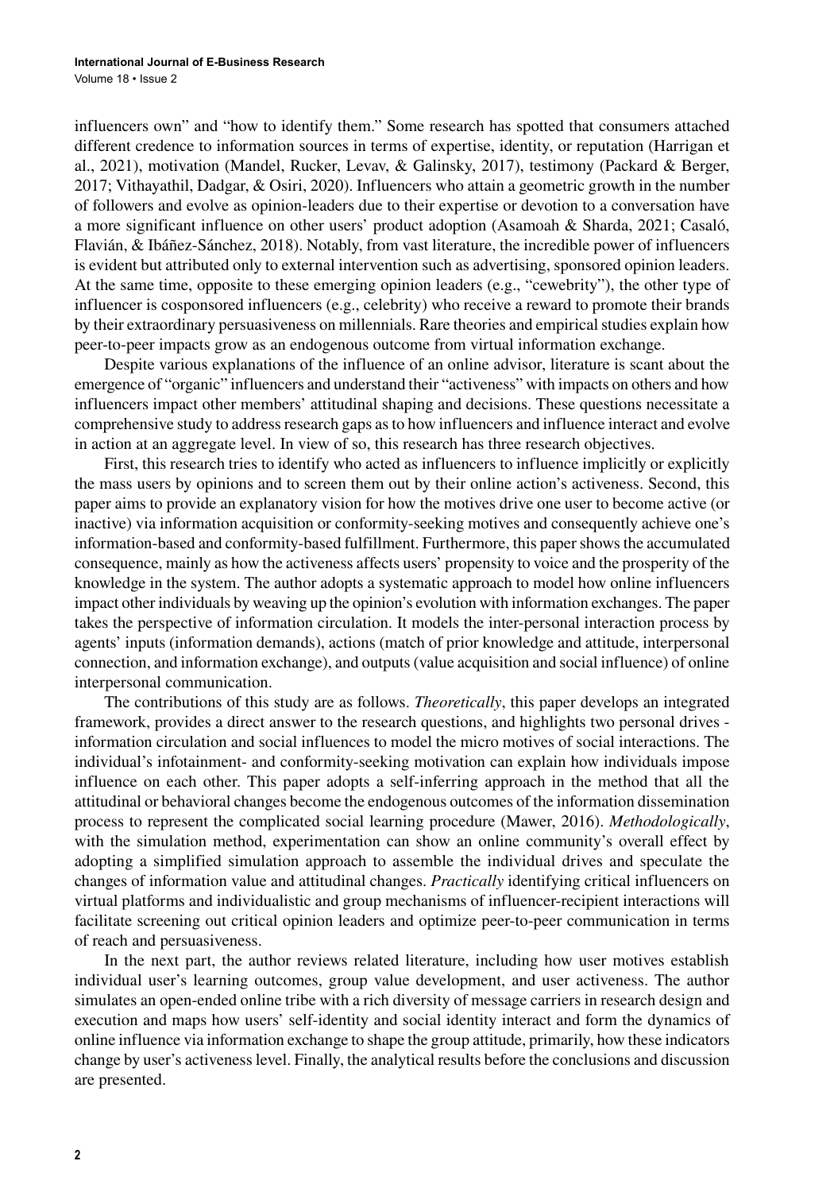influencers own" and "how to identify them." Some research has spotted that consumers attached different credence to information sources in terms of expertise, identity, or reputation (Harrigan et al., 2021), motivation (Mandel, Rucker, Levav, & Galinsky, 2017), testimony (Packard & Berger, 2017; Vithayathil, Dadgar, & Osiri, 2020). Influencers who attain a geometric growth in the number of followers and evolve as opinion-leaders due to their expertise or devotion to a conversation have a more significant influence on other users' product adoption (Asamoah & Sharda, 2021; Casaló, Flavián, & Ibáñez-Sánchez, 2018). Notably, from vast literature, the incredible power of influencers is evident but attributed only to external intervention such as advertising, sponsored opinion leaders. At the same time, opposite to these emerging opinion leaders (e.g., "cewebrity"), the other type of influencer is cosponsored influencers (e.g., celebrity) who receive a reward to promote their brands by their extraordinary persuasiveness on millennials. Rare theories and empirical studies explain how peer-to-peer impacts grow as an endogenous outcome from virtual information exchange.

Despite various explanations of the influence of an online advisor, literature is scant about the emergence of "organic" influencers and understand their "activeness" with impacts on others and how influencers impact other members' attitudinal shaping and decisions. These questions necessitate a comprehensive study to address research gaps as to how influencers and influence interact and evolve in action at an aggregate level. In view of so, this research has three research objectives.

First, this research tries to identify who acted as influencers to influence implicitly or explicitly the mass users by opinions and to screen them out by their online action's activeness. Second, this paper aims to provide an explanatory vision for how the motives drive one user to become active (or inactive) via information acquisition or conformity-seeking motives and consequently achieve one's information-based and conformity-based fulfillment. Furthermore, this paper shows the accumulated consequence, mainly as how the activeness affects users' propensity to voice and the prosperity of the knowledge in the system. The author adopts a systematic approach to model how online influencers impact other individuals by weaving up the opinion's evolution with information exchanges. The paper takes the perspective of information circulation. It models the inter-personal interaction process by agents' inputs (information demands), actions (match of prior knowledge and attitude, interpersonal connection, and information exchange), and outputs (value acquisition and social influence) of online interpersonal communication.

The contributions of this study are as follows. *Theoretically*, this paper develops an integrated framework, provides a direct answer to the research questions, and highlights two personal drives - information circulation and social influences to model the micro motives of social interactions. The individual's infotainment- and conformity-seeking motivation can explain how individuals impose influence on each other. This paper adopts a self-inferring approach in the method that all the attitudinal or behavioral changes become the endogenous outcomes of the information dissemination process to represent the complicated social learning procedure (Mawer, 2016). *Methodologically*, with the simulation method, experimentation can show an online community's overall effect by adopting a simplified simulation approach to assemble the individual drives and speculate the changes of information value and attitudinal changes. *Practically* identifying critical influencers on virtual platforms and individualistic and group mechanisms of influencer-recipient interactions will facilitate screening out critical opinion leaders and optimize peer-to-peer communication in terms of reach and persuasiveness.

In the next part, the author reviews related literature, including how user motives establish individual user's learning outcomes, group value development, and user activeness. The author simulates an open-ended online tribe with a rich diversity of message carriers in research design and execution and maps how users' self-identity and social identity interact and form the dynamics of online influence via information exchange to shape the group attitude, primarily, how these indicators change by user's activeness level. Finally, the analytical results before the conclusions and discussion are presented.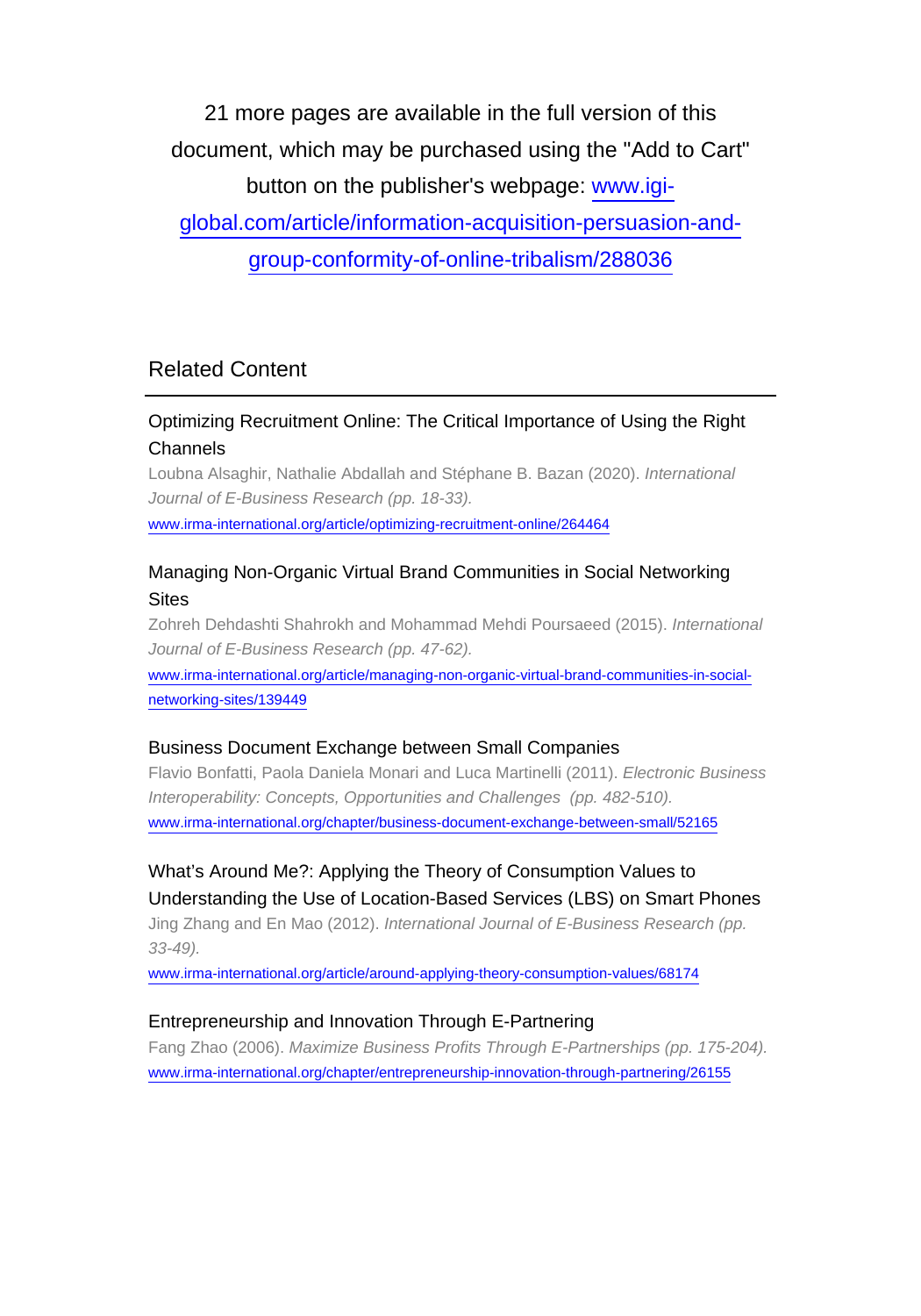21 more pages are available in the full version of this document, which may be purchased using the "Add to Cart" button on the publisher's webpage: [www.igi-global.com/article/information-acquisition-persuasion-and-group-conformity-of-online-tribalism/288036](www.igi-global.com/article/information-acquisition-persuasion-and-group-conformity-of-online-tribalism/288036)

## Related Content

**Optimizing Recruitment Online: The Critical Importance of Using the Right Channels**
Loubna Alsaghir, Nathalie Abdallah and Stéphane B. Bazan (2020). *International Journal of E-Business Research (pp. 18-33).*
[www.irma-international.org/article/optimizing-recruitment-online/264464](www.irma-international.org/article/optimizing-recruitment-online/264464)

**Managing Non-Organic Virtual Brand Communities in Social Networking Sites**
Zohreh Dehdashti Shahrokh and Mohammad Mehdi Poursaeed (2015). *International Journal of E-Business Research (pp. 47-62).*
[www.irma-international.org/article/managing-non-organic-virtual-brand-communities-in-social-networking-sites/139449](www.irma-international.org/article/managing-non-organic-virtual-brand-communities-in-social-networking-sites/139449)

**Business Document Exchange between Small Companies**
Flavio Bonfatti, Paola Daniela Monari and Luca Martinelli (2011). *Electronic Business Interoperability: Concepts, Opportunities and Challenges (pp. 482-510).*
[www.irma-international.org/chapter/business-document-exchange-between-small/52165](www.irma-international.org/chapter/business-document-exchange-between-small/52165)

**What's Around Me?: Applying the Theory of Consumption Values to Understanding the Use of Location-Based Services (LBS) on Smart Phones**
Jing Zhang and En Mao (2012). *International Journal of E-Business Research (pp. 33-49).*
[www.irma-international.org/article/around-applying-theory-consumption-values/68174](www.irma-international.org/article/around-applying-theory-consumption-values/68174)

**Entrepreneurship and Innovation Through E-Partnering**
Fang Zhao (2006). *Maximize Business Profits Through E-Partnerships (pp. 175-204).*
[www.irma-international.org/chapter/entrepreneurship-innovation-through-partnering/26155](www.irma-international.org/chapter/entrepreneurship-innovation-through-partnering/26155)